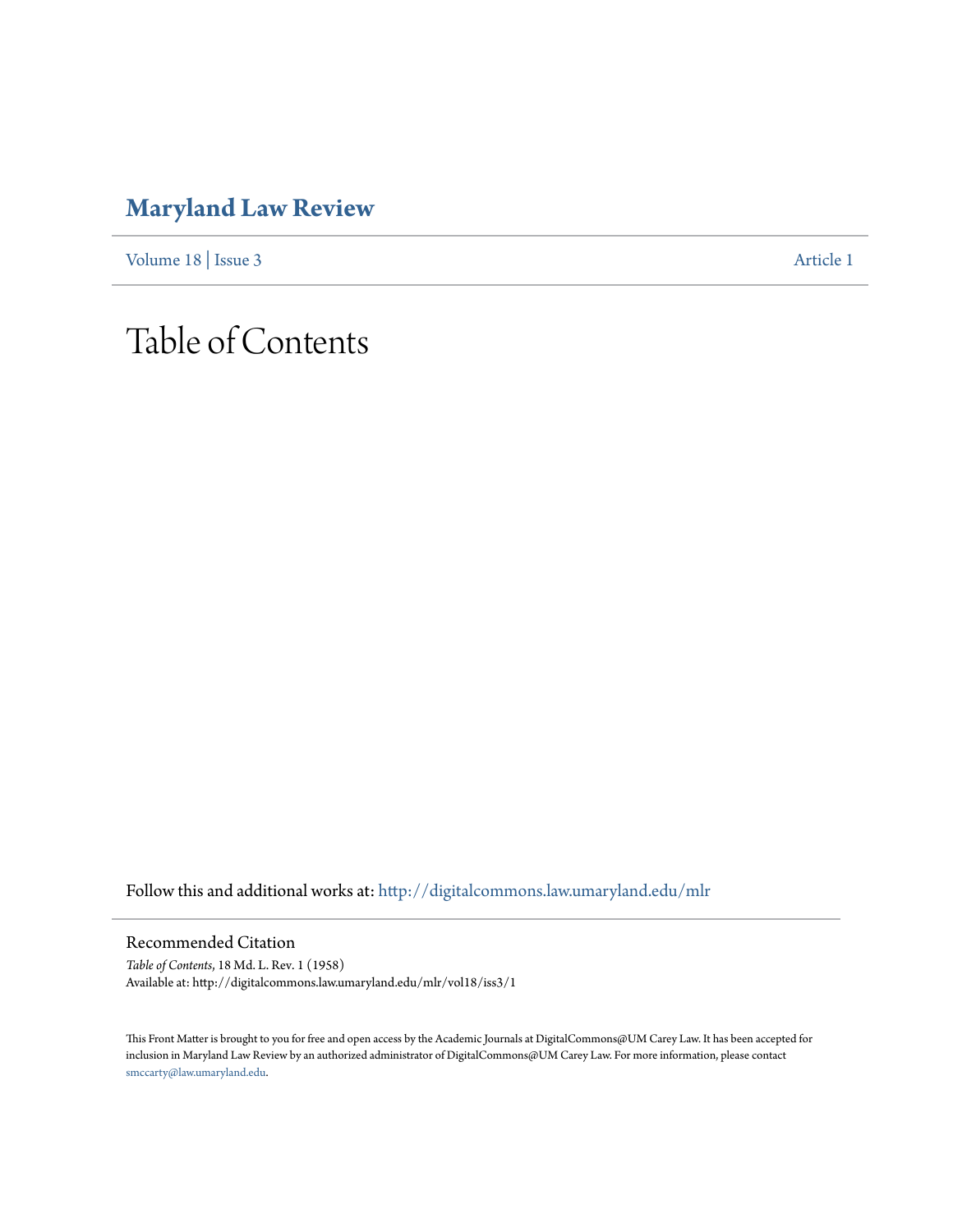# Maryland Law Review

Volume 18 | Issue 3 Article 1

# Table of Contents

Follow this and additional works at: http://digitalcommons.law.umaryland.edu/mlr

## Recommended Citation

*Table of Contents*, 18 Md. L. Rev. 1 (1958)
Available at: http://digitalcommons.law.umaryland.edu/mlr/vol18/iss3/1

This Front Matter is brought to you for free and open access by the Academic Journals at DigitalCommons@UM Carey Law. It has been accepted for inclusion in Maryland Law Review by an authorized administrator of DigitalCommons@UM Carey Law. For more information, please contact smccarty@law.umaryland.edu.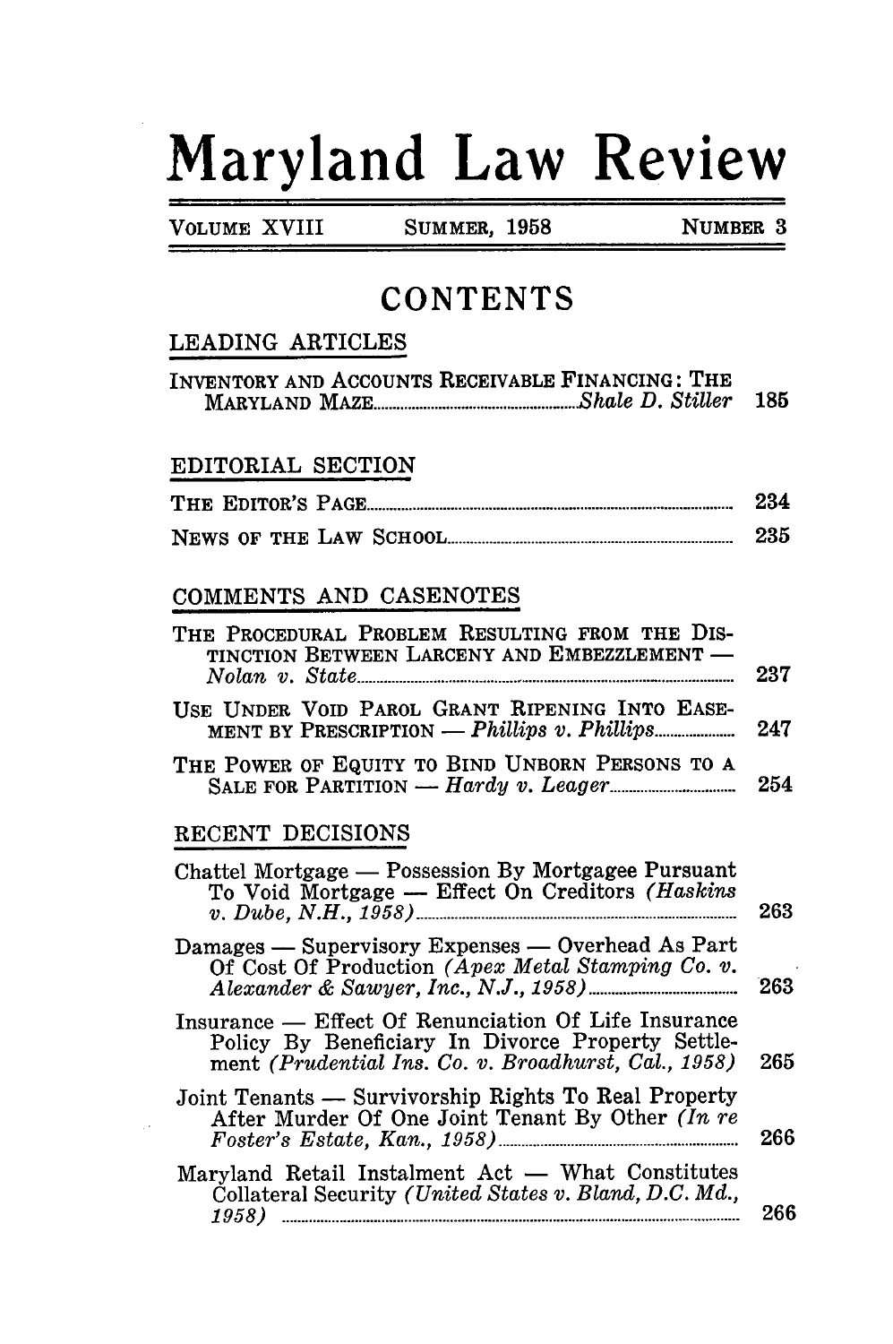# Maryland Law Review

VOLUME XVIII | SUMMER, 1958 | NUMBER 3

## CONTENTS

### LEADING ARTICLES

INVENTORY AND ACCOUNTS RECEIVABLE FINANCING: THE MARYLAND MAZE .......... *Shale D. Stiller* 185

### EDITORIAL SECTION

THE EDITOR'S PAGE .......... 234

NEWS OF THE LAW SCHOOL .......... 235

### COMMENTS AND CASENOTES

THE PROCEDURAL PROBLEM RESULTING FROM THE DISTINCTION BETWEEN LARCENY AND EMBEZZLEMENT — *Nolan v. State* .......... 237

USE UNDER VOID PAROL GRANT RIPENING INTO EASEMENT BY PRESCRIPTION — *Phillips v. Phillips* .......... 247

THE POWER OF EQUITY TO BIND UNBORN PERSONS TO A SALE FOR PARTITION — *Hardy v. Leager* .......... 254

### RECENT DECISIONS

Chattel Mortgage — Possession By Mortgagee Pursuant To Void Mortgage — Effect On Creditors (*Haskins v. Dube, N.H., 1958*) .......... 263

Damages — Supervisory Expenses — Overhead As Part Of Cost Of Production (*Apex Metal Stamping Co. v. Alexander & Sawyer, Inc., N.J., 1958*) .......... 263

Insurance — Effect Of Renunciation Of Life Insurance Policy By Beneficiary In Divorce Property Settlement (*Prudential Ins. Co. v. Broadhurst, Cal., 1958*) 265

Joint Tenants — Survivorship Rights To Real Property After Murder Of One Joint Tenant By Other (*In re Foster's Estate, Kan., 1958*) .......... 266

Maryland Retail Instalment Act — What Constitutes Collateral Security (*United States v. Bland, D.C. Md., 1958*) .......... 266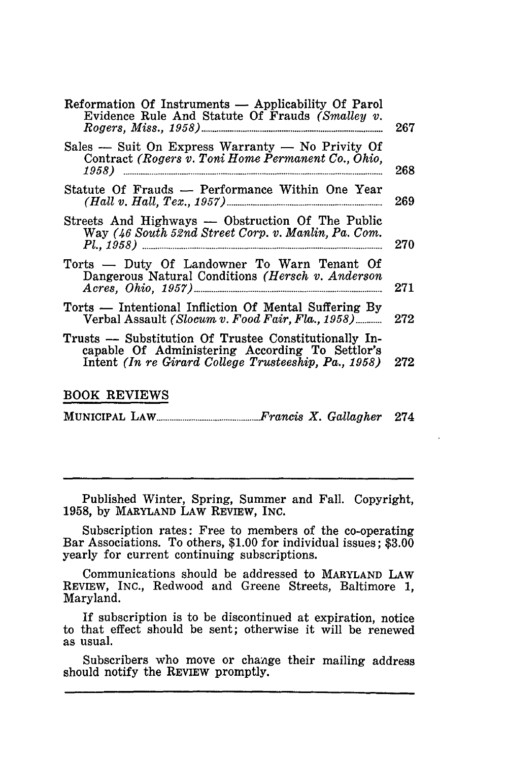Reformation Of Instruments — Applicability Of Parol Evidence Rule And Statute Of Frauds *(Smalley v. Rogers, Miss., 1958)* ..... 267

Sales — Suit On Express Warranty — No Privity Of Contract *(Rogers v. Toni Home Permanent Co., Ohio, 1958)* ..... 268

Statute Of Frauds — Performance Within One Year *(Hall v. Hall, Tex., 1957)* ..... 269

Streets And Highways — Obstruction Of The Public Way *(46 South 52nd Street Corp. v. Manlin, Pa. Com. Pl., 1958)* ..... 270

Torts — Duty Of Landowner To Warn Tenant Of Dangerous Natural Conditions *(Hersch v. Anderson Acres, Ohio, 1957)* ..... 271

Torts — Intentional Infliction Of Mental Suffering By Verbal Assault *(Slocum v. Food Fair, Fla., 1958)* ..... 272

Trusts — Substitution Of Trustee Constitutionally Incapable Of Administering According To Settlor's Intent *(In re Girard College Trusteeship, Pa., 1958)* 272

## BOOK REVIEWS

MUNICIPAL LAW ..... *Francis X. Gallagher* 274

---

Published Winter, Spring, Summer and Fall. Copyright, 1958, by MARYLAND LAW REVIEW, INC.

Subscription rates: Free to members of the co-operating Bar Associations. To others, $1.00 for individual issues; $3.00 yearly for current continuing subscriptions.

Communications should be addressed to MARYLAND LAW REVIEW, INC., Redwood and Greene Streets, Baltimore 1, Maryland.

If subscription is to be discontinued at expiration, notice to that effect should be sent; otherwise it will be renewed as usual.

Subscribers who move or change their mailing address should notify the REVIEW promptly.